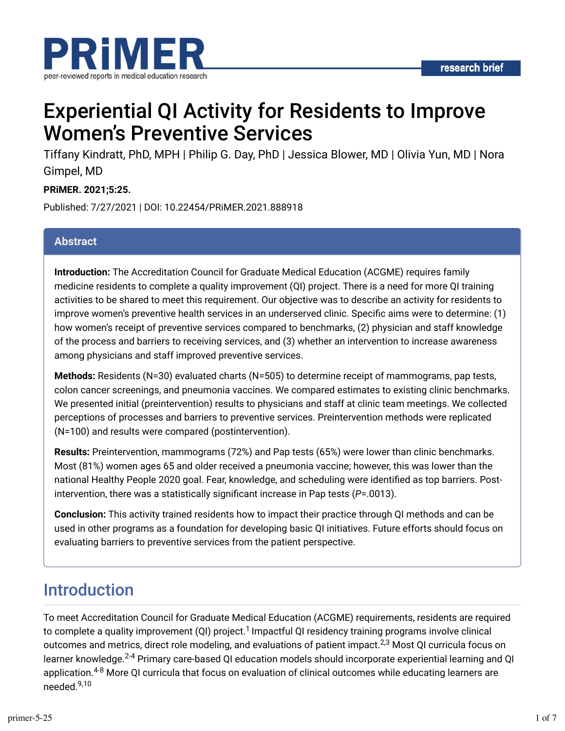# Experiential QI Activity for Residents to Improve Women's Preventive Services

Tiffany Kindratt, PhD, MPH | Philip G. Day, PhD | Jessica Blower, MD | Olivia Yun, MD | Nora Gimpel, MD

**PRiMER. 2021;5:25.**

Published: 7/27/2021 | DOI: 10.22454/PRiMER.2021.888918

## Abstract

**Introduction:** The Accreditation Council for Graduate Medical Education (ACGME) requires family medicine residents to complete a quality improvement (QI) project. There is a need for more QI training activities to be shared to meet this requirement. Our objective was to describe an activity for residents to improve women's preventive health services in an underserved clinic. Specific aims were to determine: (1) how women's receipt of preventive services compared to benchmarks, (2) physician and staff knowledge of the process and barriers to receiving services, and (3) whether an intervention to increase awareness among physicians and staff improved preventive services.

**Methods:** Residents (N=30) evaluated charts (N=505) to determine receipt of mammograms, pap tests, colon cancer screenings, and pneumonia vaccines. We compared estimates to existing clinic benchmarks. We presented initial (preintervention) results to physicians and staff at clinic team meetings. We collected perceptions of processes and barriers to preventive services. Preintervention methods were replicated (N=100) and results were compared (postintervention).

**Results:** Preintervention, mammograms (72%) and Pap tests (65%) were lower than clinic benchmarks. Most (81%) women ages 65 and older received a pneumonia vaccine; however, this was lower than the national Healthy People 2020 goal. Fear, knowledge, and scheduling were identified as top barriers. Post-intervention, there was a statistically significant increase in Pap tests ($P$=.0013).

**Conclusion:** This activity trained residents how to impact their practice through QI methods and can be used in other programs as a foundation for developing basic QI initiatives. Future efforts should focus on evaluating barriers to preventive services from the patient perspective.

## Introduction

To meet Accreditation Council for Graduate Medical Education (ACGME) requirements, residents are required to complete a quality improvement (QI) project.[1] Impactful QI residency training programs involve clinical outcomes and metrics, direct role modeling, and evaluations of patient impact.[2,3] Most QI curricula focus on learner knowledge.[2-4] Primary care-based QI education models should incorporate experiential learning and QI application.[4-8] More QI curricula that focus on evaluation of clinical outcomes while educating learners are needed.[9,10]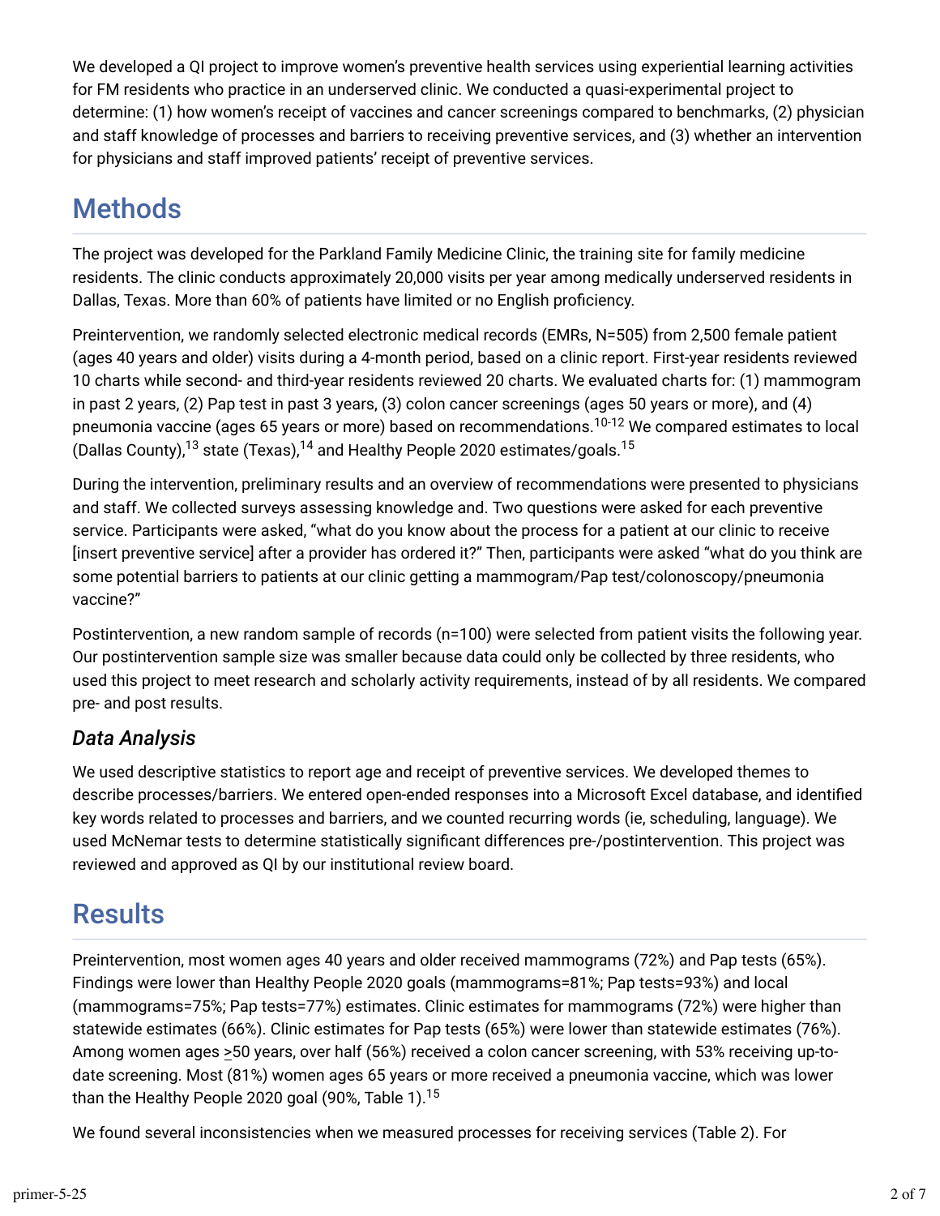We developed a QI project to improve women's preventive health services using experiential learning activities for FM residents who practice in an underserved clinic. We conducted a quasi-experimental project to determine: (1) how women's receipt of vaccines and cancer screenings compared to benchmarks, (2) physician and staff knowledge of processes and barriers to receiving preventive services, and (3) whether an intervention for physicians and staff improved patients' receipt of preventive services.

## Methods

The project was developed for the Parkland Family Medicine Clinic, the training site for family medicine residents. The clinic conducts approximately 20,000 visits per year among medically underserved residents in Dallas, Texas. More than 60% of patients have limited or no English proficiency.

Preintervention, we randomly selected electronic medical records (EMRs, N=505) from 2,500 female patient (ages 40 years and older) visits during a 4-month period, based on a clinic report. First-year residents reviewed 10 charts while second- and third-year residents reviewed 20 charts. We evaluated charts for: (1) mammogram in past 2 years, (2) Pap test in past 3 years, (3) colon cancer screenings (ages 50 years or more), and (4) pneumonia vaccine (ages 65 years or more) based on recommendations.[10-12] We compared estimates to local (Dallas County),[13] state (Texas),[14] and Healthy People 2020 estimates/goals.[15]

During the intervention, preliminary results and an overview of recommendations were presented to physicians and staff. We collected surveys assessing knowledge and. Two questions were asked for each preventive service. Participants were asked, "what do you know about the process for a patient at our clinic to receive [insert preventive service] after a provider has ordered it?" Then, participants were asked "what do you think are some potential barriers to patients at our clinic getting a mammogram/Pap test/colonoscopy/pneumonia vaccine?"

Postintervention, a new random sample of records (n=100) were selected from patient visits the following year. Our postintervention sample size was smaller because data could only be collected by three residents, who used this project to meet research and scholarly activity requirements, instead of by all residents. We compared pre- and post results.

### Data Analysis

We used descriptive statistics to report age and receipt of preventive services. We developed themes to describe processes/barriers. We entered open-ended responses into a Microsoft Excel database, and identified key words related to processes and barriers, and we counted recurring words (ie, scheduling, language). We used McNemar tests to determine statistically significant differences pre-/postintervention. This project was reviewed and approved as QI by our institutional review board.

## Results

Preintervention, most women ages 40 years and older received mammograms (72%) and Pap tests (65%). Findings were lower than Healthy People 2020 goals (mammograms=81%; Pap tests=93%) and local (mammograms=75%; Pap tests=77%) estimates. Clinic estimates for mammograms (72%) were higher than statewide estimates (66%). Clinic estimates for Pap tests (65%) were lower than statewide estimates (76%). Among women ages ≥50 years, over half (56%) received a colon cancer screening, with 53% receiving up-to-date screening. Most (81%) women ages 65 years or more received a pneumonia vaccine, which was lower than the Healthy People 2020 goal (90%, Table 1).[15]

We found several inconsistencies when we measured processes for receiving services (Table 2). For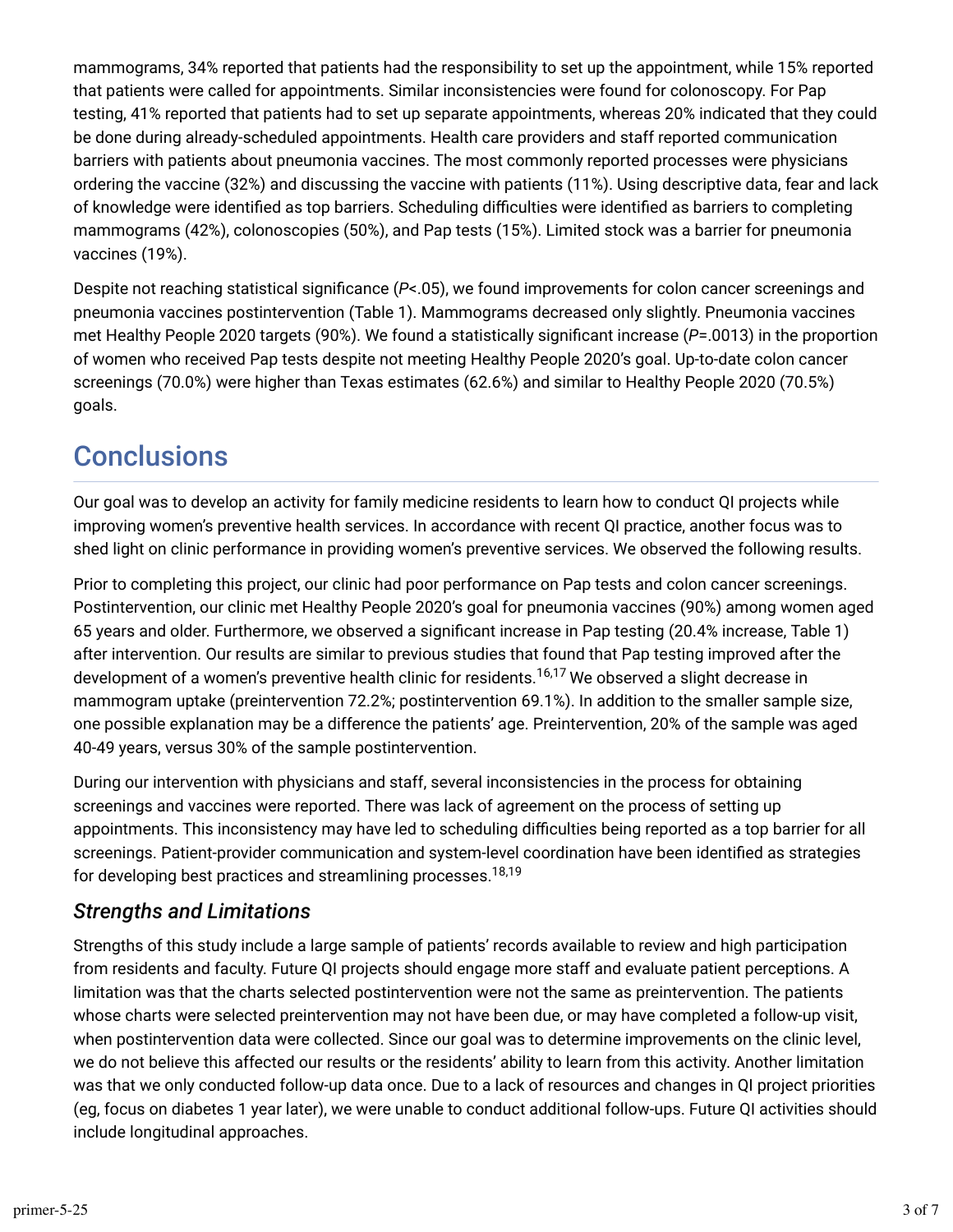mammograms, 34% reported that patients had the responsibility to set up the appointment, while 15% reported that patients were called for appointments. Similar inconsistencies were found for colonoscopy. For Pap testing, 41% reported that patients had to set up separate appointments, whereas 20% indicated that they could be done during already-scheduled appointments. Health care providers and staff reported communication barriers with patients about pneumonia vaccines. The most commonly reported processes were physicians ordering the vaccine (32%) and discussing the vaccine with patients (11%). Using descriptive data, fear and lack of knowledge were identified as top barriers. Scheduling difficulties were identified as barriers to completing mammograms (42%), colonoscopies (50%), and Pap tests (15%). Limited stock was a barrier for pneumonia vaccines (19%).

Despite not reaching statistical significance ($P<.05$), we found improvements for colon cancer screenings and pneumonia vaccines postintervention (Table 1). Mammograms decreased only slightly. Pneumonia vaccines met Healthy People 2020 targets (90%). We found a statistically significant increase ($P=.0013$) in the proportion of women who received Pap tests despite not meeting Healthy People 2020's goal. Up-to-date colon cancer screenings (70.0%) were higher than Texas estimates (62.6%) and similar to Healthy People 2020 (70.5%) goals.

## Conclusions

Our goal was to develop an activity for family medicine residents to learn how to conduct QI projects while improving women's preventive health services. In accordance with recent QI practice, another focus was to shed light on clinic performance in providing women's preventive services. We observed the following results.

Prior to completing this project, our clinic had poor performance on Pap tests and colon cancer screenings. Postintervention, our clinic met Healthy People 2020's goal for pneumonia vaccines (90%) among women aged 65 years and older. Furthermore, we observed a significant increase in Pap testing (20.4% increase, Table 1) after intervention. Our results are similar to previous studies that found that Pap testing improved after the development of a women's preventive health clinic for residents.[16,17] We observed a slight decrease in mammogram uptake (preintervention 72.2%; postintervention 69.1%). In addition to the smaller sample size, one possible explanation may be a difference the patients' age. Preintervention, 20% of the sample was aged 40-49 years, versus 30% of the sample postintervention.

During our intervention with physicians and staff, several inconsistencies in the process for obtaining screenings and vaccines were reported. There was lack of agreement on the process of setting up appointments. This inconsistency may have led to scheduling difficulties being reported as a top barrier for all screenings. Patient-provider communication and system-level coordination have been identified as strategies for developing best practices and streamlining processes.[18,19]

### *Strengths and Limitations*

Strengths of this study include a large sample of patients' records available to review and high participation from residents and faculty. Future QI projects should engage more staff and evaluate patient perceptions. A limitation was that the charts selected postintervention were not the same as preintervention. The patients whose charts were selected preintervention may not have been due, or may have completed a follow-up visit, when postintervention data were collected. Since our goal was to determine improvements on the clinic level, we do not believe this affected our results or the residents' ability to learn from this activity. Another limitation was that we only conducted follow-up data once. Due to a lack of resources and changes in QI project priorities (eg, focus on diabetes 1 year later), we were unable to conduct additional follow-ups. Future QI activities should include longitudinal approaches.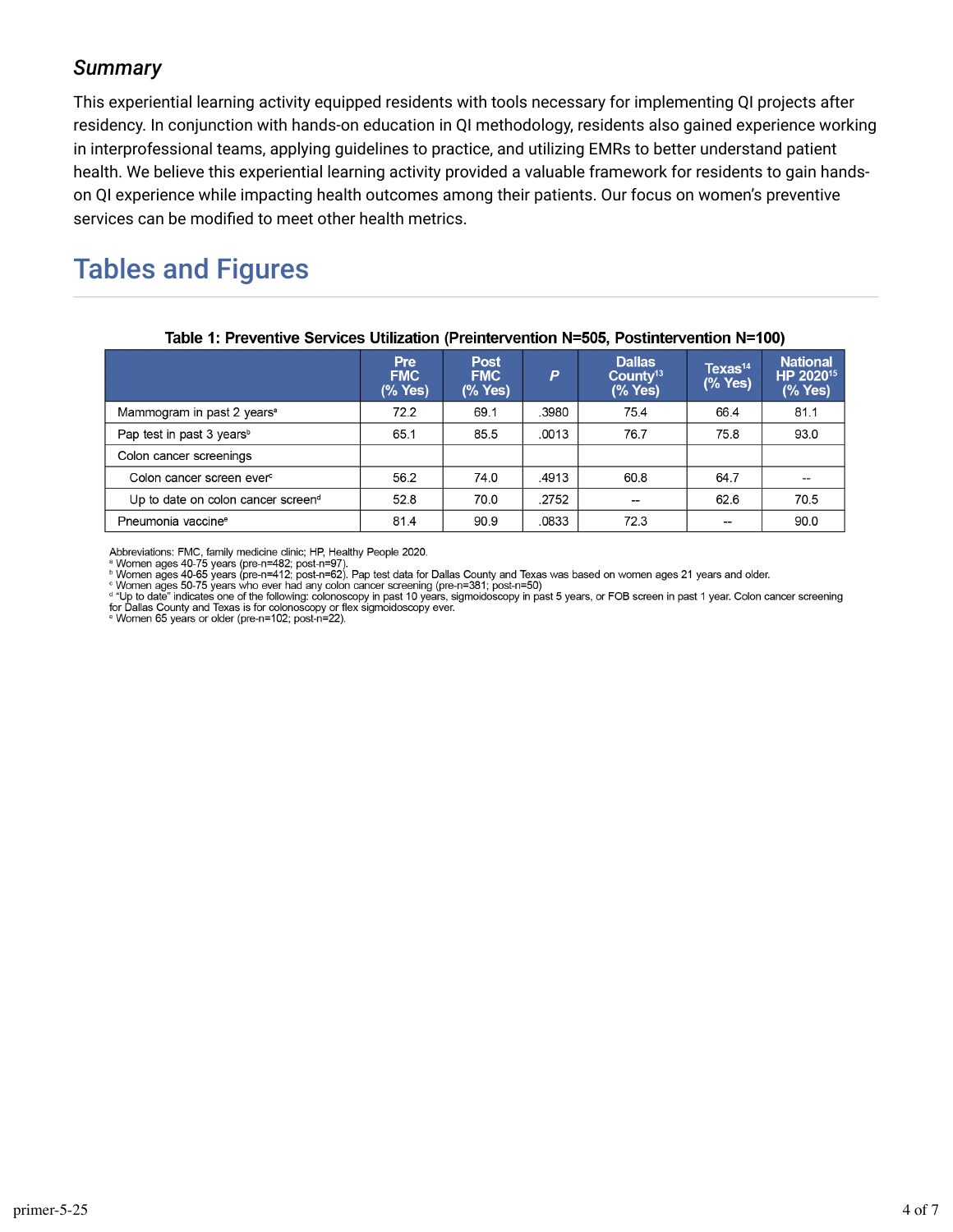### *Summary*

This experiential learning activity equipped residents with tools necessary for implementing QI projects after residency. In conjunction with hands-on education in QI methodology, residents also gained experience working in interprofessional teams, applying guidelines to practice, and utilizing EMRs to better understand patient health. We believe this experiential learning activity provided a valuable framework for residents to gain hands-on QI experience while impacting health outcomes among their patients. Our focus on women's preventive services can be modified to meet other health metrics.

## Tables and Figures

**Table 1: Preventive Services Utilization (Preintervention N=505, Postintervention N=100)**

| | Pre FMC (% Yes) | Post FMC (% Yes) | *P* | Dallas County[13] (% Yes) | Texas[14] (% Yes) | National HP 2020[15] (% Yes) |
|---|---|---|---|---|---|---|
| Mammogram in past 2 years[a] | 72.2 | 69.1 | .3980 | 75.4 | 66.4 | 81.1 |
| Pap test in past 3 years[b] | 65.1 | 85.5 | .0013 | 76.7 | 75.8 | 93.0 |
| Colon cancer screenings | | | | | | |
| Colon cancer screen ever[c] | 56.2 | 74.0 | .4913 | 60.8 | 64.7 | -- |
| Up to date on colon cancer screen[d] | 52.8 | 70.0 | .2752 | -- | 62.6 | 70.5 |
| Pneumonia vaccine[e] | 81.4 | 90.9 | .0833 | 72.3 | -- | 90.0 |

Abbreviations: FMC, family medicine clinic; HP, Healthy People 2020.
[a] Women ages 40-75 years (pre-n=482; post-n=97).
[b] Women ages 40-65 years (pre-n=412; post-n=62). Pap test data for Dallas County and Texas was based on women ages 21 years and older.
[c] Women ages 50-75 years who ever had any colon cancer screening (pre-n=381; post-n=50)
[d] "Up to date" indicates one of the following: colonoscopy in past 10 years, sigmoidoscopy in past 5 years, or FOB screen in past 1 year. Colon cancer screening for Dallas County and Texas is for colonoscopy or flex sigmoidoscopy ever.
[e] Women 65 years or older (pre-n=102; post-n=22).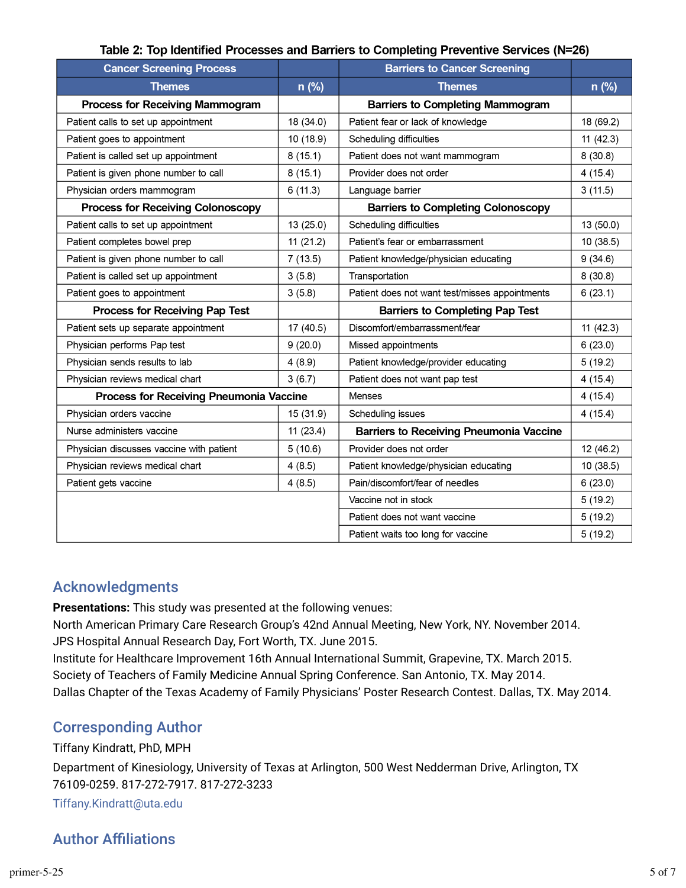**Table 2: Top Identified Processes and Barriers to Completing Preventive Services (N=26)**

| Cancer Screening Process | | Barriers to Cancer Screening | |
|---|---|---|---|
| **Themes** | **n (%)** | **Themes** | **n (%)** |
| **Process for Receiving Mammogram** | | **Barriers to Completing Mammogram** | |
| Patient calls to set up appointment | 18 (34.0) | Patient fear or lack of knowledge | 18 (69.2) |
| Patient goes to appointment | 10 (18.9) | Scheduling difficulties | 11 (42.3) |
| Patient is called set up appointment | 8 (15.1) | Patient does not want mammogram | 8 (30.8) |
| Patient is given phone number to call | 8 (15.1) | Provider does not order | 4 (15.4) |
| Physician orders mammogram | 6 (11.3) | Language barrier | 3 (11.5) |
| **Process for Receiving Colonoscopy** | | **Barriers to Completing Colonoscopy** | |
| Patient calls to set up appointment | 13 (25.0) | Scheduling difficulties | 13 (50.0) |
| Patient completes bowel prep | 11 (21.2) | Patient's fear or embarrassment | 10 (38.5) |
| Patient is given phone number to call | 7 (13.5) | Patient knowledge/physician educating | 9 (34.6) |
| Patient is called set up appointment | 3 (5.8) | Transportation | 8 (30.8) |
| Patient goes to appointment | 3 (5.8) | Patient does not want test/misses appointments | 6 (23.1) |
| **Process for Receiving Pap Test** | | **Barriers to Completing Pap Test** | |
| Patient sets up separate appointment | 17 (40.5) | Discomfort/embarrassment/fear | 11 (42.3) |
| Physician performs Pap test | 9 (20.0) | Missed appointments | 6 (23.0) |
| Physician sends results to lab | 4 (8.9) | Patient knowledge/provider educating | 5 (19.2) |
| Physician reviews medical chart | 3 (6.7) | Patient does not want pap test | 4 (15.4) |
| **Process for Receiving Pneumonia Vaccine** | | Menses | 4 (15.4) |
| Physician orders vaccine | 15 (31.9) | Scheduling issues | 4 (15.4) |
| Nurse administers vaccine | 11 (23.4) | **Barriers to Receiving Pneumonia Vaccine** | |
| Physician discusses vaccine with patient | 5 (10.6) | Provider does not order | 12 (46.2) |
| Physician reviews medical chart | 4 (8.5) | Patient knowledge/physician educating | 10 (38.5) |
| Patient gets vaccine | 4 (8.5) | Pain/discomfort/fear of needles | 6 (23.0) |
| | | Vaccine not in stock | 5 (19.2) |
| | | Patient does not want vaccine | 5 (19.2) |
| | | Patient waits too long for vaccine | 5 (19.2) |

## Acknowledgments

**Presentations:** This study was presented at the following venues:

North American Primary Care Research Group's 42nd Annual Meeting, New York, NY. November 2014.

JPS Hospital Annual Research Day, Fort Worth, TX. June 2015.

Institute for Healthcare Improvement 16th Annual International Summit, Grapevine, TX. March 2015.

Society of Teachers of Family Medicine Annual Spring Conference. San Antonio, TX. May 2014.

Dallas Chapter of the Texas Academy of Family Physicians' Poster Research Contest. Dallas, TX. May 2014.

## Corresponding Author

Tiffany Kindratt, PhD, MPH

Department of Kinesiology, University of Texas at Arlington, 500 West Nedderman Drive, Arlington, TX 76109-0259. 817-272-7917. 817-272-3233

Tiffany.Kindratt@uta.edu

## Author Affiliations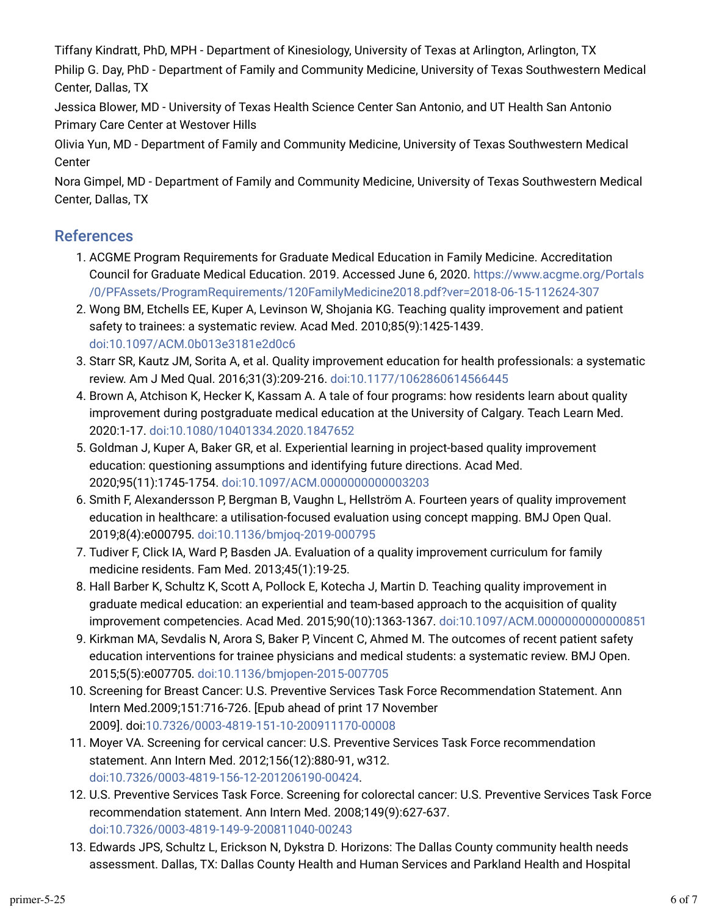Tiffany Kindratt, PhD, MPH - Department of Kinesiology, University of Texas at Arlington, Arlington, TX

Philip G. Day, PhD - Department of Family and Community Medicine, University of Texas Southwestern Medical Center, Dallas, TX

Jessica Blower, MD - University of Texas Health Science Center San Antonio, and UT Health San Antonio Primary Care Center at Westover Hills

Olivia Yun, MD - Department of Family and Community Medicine, University of Texas Southwestern Medical Center

Nora Gimpel, MD - Department of Family and Community Medicine, University of Texas Southwestern Medical Center, Dallas, TX

## References

1. ACGME Program Requirements for Graduate Medical Education in Family Medicine. Accreditation Council for Graduate Medical Education. 2019. Accessed June 6, 2020. https://www.acgme.org/Portals/0/PFAssets/ProgramRequirements/120FamilyMedicine2018.pdf?ver=2018-06-15-112624-307
2. Wong BM, Etchells EE, Kuper A, Levinson W, Shojania KG. Teaching quality improvement and patient safety to trainees: a systematic review. Acad Med. 2010;85(9):1425-1439. doi:10.1097/ACM.0b013e3181e2d0c6
3. Starr SR, Kautz JM, Sorita A, et al. Quality improvement education for health professionals: a systematic review. Am J Med Qual. 2016;31(3):209-216. doi:10.1177/1062860614566445
4. Brown A, Atchison K, Hecker K, Kassam A. A tale of four programs: how residents learn about quality improvement during postgraduate medical education at the University of Calgary. Teach Learn Med. 2020:1-17. doi:10.1080/10401334.2020.1847652
5. Goldman J, Kuper A, Baker GR, et al. Experiential learning in project-based quality improvement education: questioning assumptions and identifying future directions. Acad Med. 2020;95(11):1745-1754. doi:10.1097/ACM.0000000000003203
6. Smith F, Alexandersson P, Bergman B, Vaughn L, Hellström A. Fourteen years of quality improvement education in healthcare: a utilisation-focused evaluation using concept mapping. BMJ Open Qual. 2019;8(4):e000795. doi:10.1136/bmjoq-2019-000795
7. Tudiver F, Click IA, Ward P, Basden JA. Evaluation of a quality improvement curriculum for family medicine residents. Fam Med. 2013;45(1):19-25.
8. Hall Barber K, Schultz K, Scott A, Pollock E, Kotecha J, Martin D. Teaching quality improvement in graduate medical education: an experiential and team-based approach to the acquisition of quality improvement competencies. Acad Med. 2015;90(10):1363-1367. doi:10.1097/ACM.0000000000000851
9. Kirkman MA, Sevdalis N, Arora S, Baker P, Vincent C, Ahmed M. The outcomes of recent patient safety education interventions for trainee physicians and medical students: a systematic review. BMJ Open. 2015;5(5):e007705. doi:10.1136/bmjopen-2015-007705
10. Screening for Breast Cancer: U.S. Preventive Services Task Force Recommendation Statement. Ann Intern Med.2009;151:716-726. [Epub ahead of print 17 November 2009]. doi:10.7326/0003-4819-151-10-200911170-00008
11. Moyer VA. Screening for cervical cancer: U.S. Preventive Services Task Force recommendation statement. Ann Intern Med. 2012;156(12):880-91, w312. doi:10.7326/0003-4819-156-12-201206190-00424.
12. U.S. Preventive Services Task Force. Screening for colorectal cancer: U.S. Preventive Services Task Force recommendation statement. Ann Intern Med. 2008;149(9):627-637. doi:10.7326/0003-4819-149-9-200811040-00243
13. Edwards JPS, Schultz L, Erickson N, Dykstra D. Horizons: The Dallas County community health needs assessment. Dallas, TX: Dallas County Health and Human Services and Parkland Health and Hospital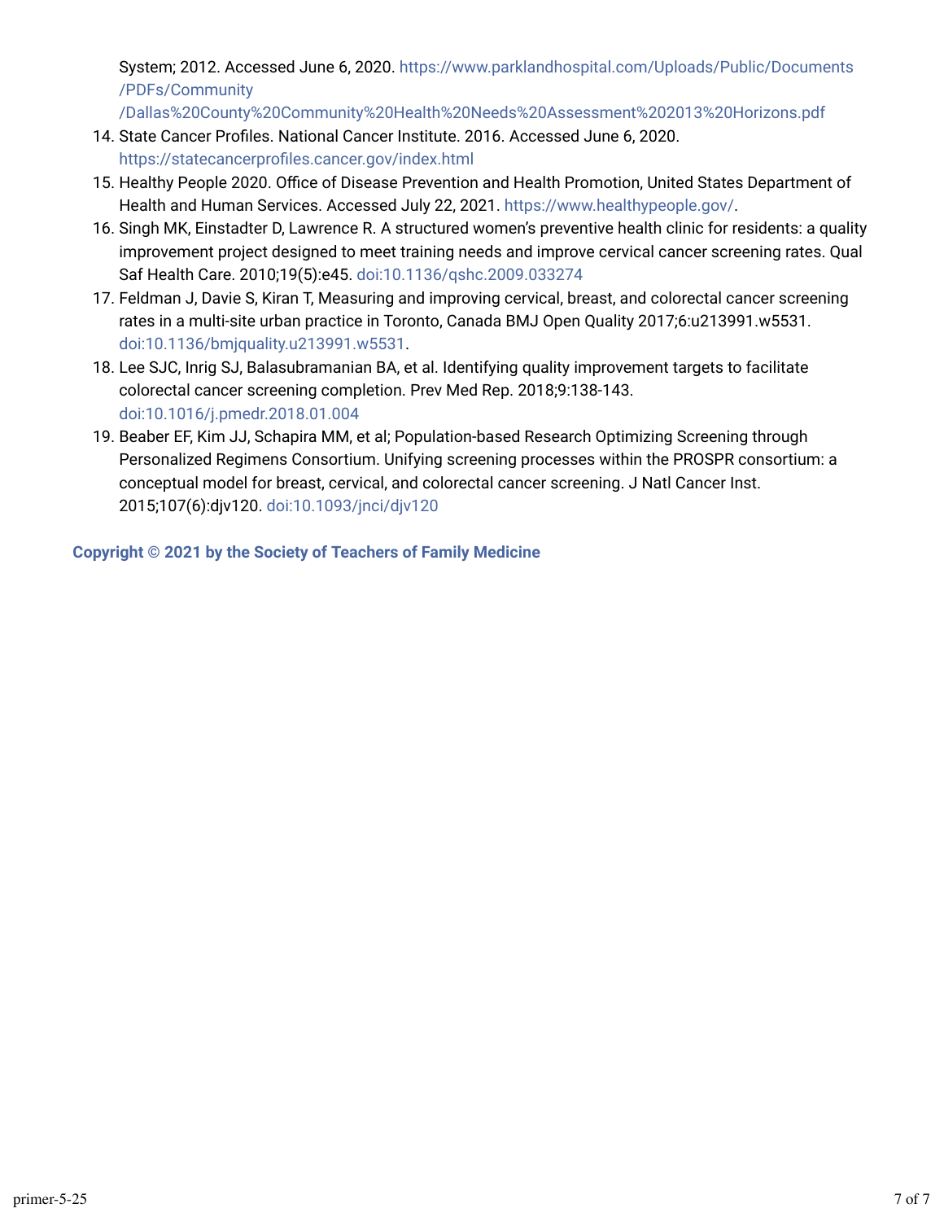System; 2012. Accessed June 6, 2020. https://www.parklandhospital.com/Uploads/Public/Documents/PDFs/Community/Dallas%20County%20Community%20Health%20Needs%20Assessment%202013%20Horizons.pdf

14. State Cancer Profiles. National Cancer Institute. 2016. Accessed June 6, 2020. https://statecancerprofiles.cancer.gov/index.html
15. Healthy People 2020. Office of Disease Prevention and Health Promotion, United States Department of Health and Human Services. Accessed July 22, 2021. https://www.healthypeople.gov/.
16. Singh MK, Einstadter D, Lawrence R. A structured women's preventive health clinic for residents: a quality improvement project designed to meet training needs and improve cervical cancer screening rates. Qual Saf Health Care. 2010;19(5):e45. doi:10.1136/qshc.2009.033274
17. Feldman J, Davie S, Kiran T, Measuring and improving cervical, breast, and colorectal cancer screening rates in a multi-site urban practice in Toronto, Canada BMJ Open Quality 2017;6:u213991.w5531. doi:10.1136/bmjquality.u213991.w5531.
18. Lee SJC, Inrig SJ, Balasubramanian BA, et al. Identifying quality improvement targets to facilitate colorectal cancer screening completion. Prev Med Rep. 2018;9:138-143. doi:10.1016/j.pmedr.2018.01.004
19. Beaber EF, Kim JJ, Schapira MM, et al; Population-based Research Optimizing Screening through Personalized Regimens Consortium. Unifying screening processes within the PROSPR consortium: a conceptual model for breast, cervical, and colorectal cancer screening. J Natl Cancer Inst. 2015;107(6):djv120. doi:10.1093/jnci/djv120

**Copyright © 2021 by the Society of Teachers of Family Medicine**